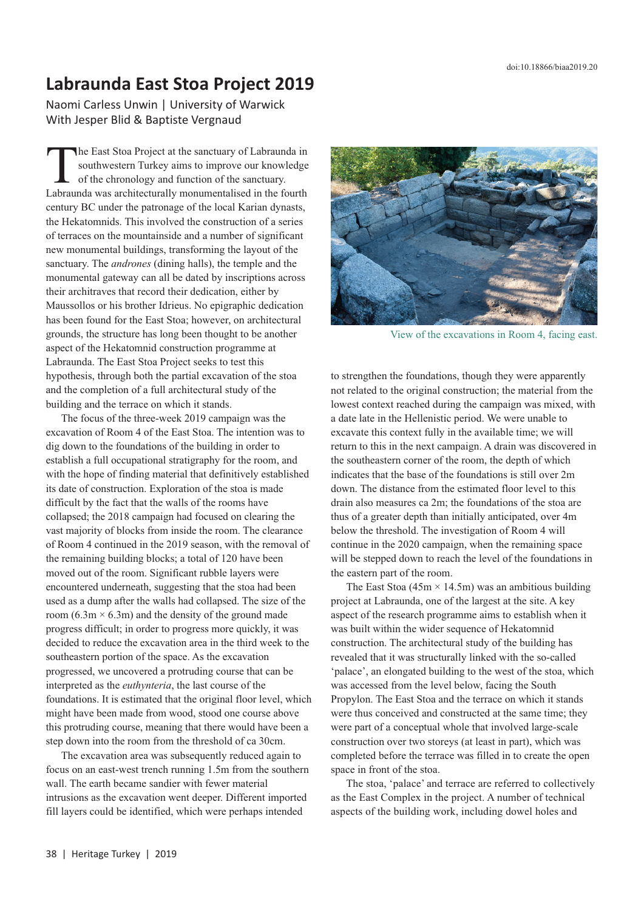# Labraunda East Stoa Project 2019

Naomi Carless Unwin | University of Warwick
With Jesper Blid & Baptiste Vergnaud

The East Stoa Project at the sanctuary of Labraunda in southwestern Turkey aims to improve our knowledge of the chronology and function of the sanctuary. Labraunda was architecturally monumentalised in the fourth century BC under the patronage of the local Karian dynasts, the Hekatomnids. This involved the construction of a series of terraces on the mountainside and a number of significant new monumental buildings, transforming the layout of the sanctuary. The *andrones* (dining halls), the temple and the monumental gateway can all be dated by inscriptions across their architraves that record their dedication, either by Maussollos or his brother Idrieus. No epigraphic dedication has been found for the East Stoa; however, on architectural grounds, the structure has long been thought to be another aspect of the Hekatomnid construction programme at Labraunda. The East Stoa Project seeks to test this hypothesis, through both the partial excavation of the stoa and the completion of a full architectural study of the building and the terrace on which it stands.

The focus of the three-week 2019 campaign was the excavation of Room 4 of the East Stoa. The intention was to dig down to the foundations of the building in order to establish a full occupational stratigraphy for the room, and with the hope of finding material that definitively established its date of construction. Exploration of the stoa is made difficult by the fact that the walls of the rooms have collapsed; the 2018 campaign had focused on clearing the vast majority of blocks from inside the room. The clearance of Room 4 continued in the 2019 season, with the removal of the remaining building blocks; a total of 120 have been moved out of the room. Significant rubble layers were encountered underneath, suggesting that the stoa had been used as a dump after the walls had collapsed. The size of the room (6.3m × 6.3m) and the density of the ground made progress difficult; in order to progress more quickly, it was decided to reduce the excavation area in the third week to the southeastern portion of the space. As the excavation progressed, we uncovered a protruding course that can be interpreted as the *euthynteria*, the last course of the foundations. It is estimated that the original floor level, which might have been made from wood, stood one course above this protruding course, meaning that there would have been a step down into the room from the threshold of ca 30cm.

The excavation area was subsequently reduced again to focus on an east-west trench running 1.5m from the southern wall. The earth became sandier with fewer material intrusions as the excavation went deeper. Different imported fill layers could be identified, which were perhaps intended to strengthen the foundations, though they were apparently not related to the original construction; the material from the lowest context reached during the campaign was mixed, with a date late in the Hellenistic period. We were unable to excavate this context fully in the available time; we will return to this in the next campaign. A drain was discovered in the southeastern corner of the room, the depth of which indicates that the base of the foundations is still over 2m down. The distance from the estimated floor level to this drain also measures ca 2m; the foundations of the stoa are thus of a greater depth than initially anticipated, over 4m below the threshold. The investigation of Room 4 will continue in the 2020 campaign, when the remaining space will be stepped down to reach the level of the foundations in the eastern part of the room.

View of the excavations in Room 4, facing east.

The East Stoa (45m × 14.5m) was an ambitious building project at Labraunda, one of the largest at the site. A key aspect of the research programme aims to establish when it was built within the wider sequence of Hekatomnid construction. The architectural study of the building has revealed that it was structurally linked with the so-called 'palace', an elongated building to the west of the stoa, which was accessed from the level below, facing the South Propylon. The East Stoa and the terrace on which it stands were thus conceived and constructed at the same time; they were part of a conceptual whole that involved large-scale construction over two storeys (at least in part), which was completed before the terrace was filled in to create the open space in front of the stoa.

The stoa, 'palace' and terrace are referred to collectively as the East Complex in the project. A number of technical aspects of the building work, including dowel holes and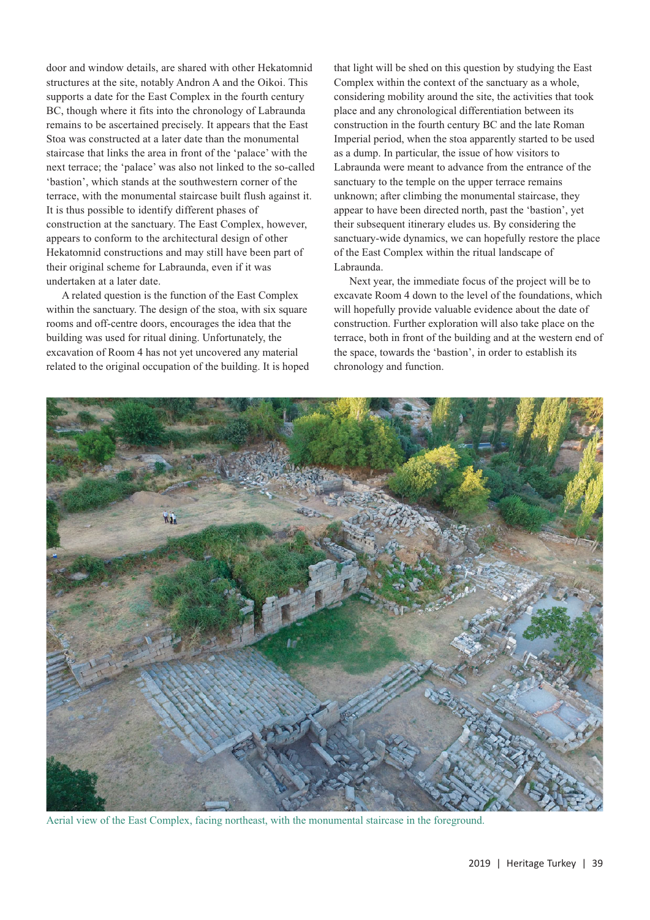door and window details, are shared with other Hekatomnid structures at the site, notably Andron A and the Oikoi. This supports a date for the East Complex in the fourth century BC, though where it fits into the chronology of Labraunda remains to be ascertained precisely. It appears that the East Stoa was constructed at a later date than the monumental staircase that links the area in front of the 'palace' with the next terrace; the 'palace' was also not linked to the so-called 'bastion', which stands at the southwestern corner of the terrace, with the monumental staircase built flush against it. It is thus possible to identify different phases of construction at the sanctuary. The East Complex, however, appears to conform to the architectural design of other Hekatomnid constructions and may still have been part of their original scheme for Labraunda, even if it was undertaken at a later date.

A related question is the function of the East Complex within the sanctuary. The design of the stoa, with six square rooms and off-centre doors, encourages the idea that the building was used for ritual dining. Unfortunately, the excavation of Room 4 has not yet uncovered any material related to the original occupation of the building. It is hoped that light will be shed on this question by studying the East Complex within the context of the sanctuary as a whole, considering mobility around the site, the activities that took place and any chronological differentiation between its construction in the fourth century BC and the late Roman Imperial period, when the stoa apparently started to be used as a dump. In particular, the issue of how visitors to Labraunda were meant to advance from the entrance of the sanctuary to the temple on the upper terrace remains unknown; after climbing the monumental staircase, they appear to have been directed north, past the 'bastion', yet their subsequent itinerary eludes us. By considering the sanctuary-wide dynamics, we can hopefully restore the place of the East Complex within the ritual landscape of Labraunda.

Next year, the immediate focus of the project will be to excavate Room 4 down to the level of the foundations, which will hopefully provide valuable evidence about the date of construction. Further exploration will also take place on the terrace, both in front of the building and at the western end of the space, towards the 'bastion', in order to establish its chronology and function.

Aerial view of the East Complex, facing northeast, with the monumental staircase in the foreground.